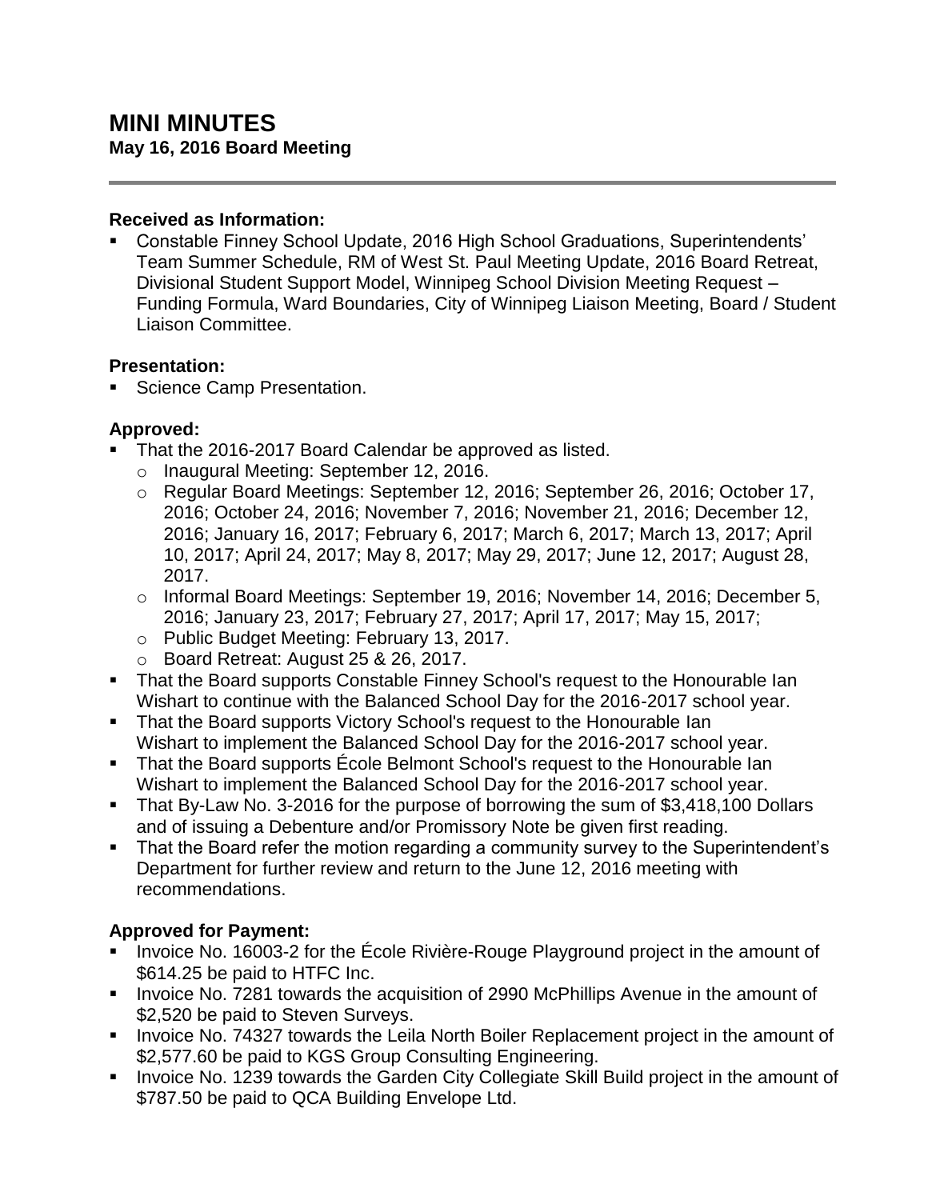# MINI MINUTES

**May 16, 2016 Board Meeting**

---

**Received as Information:**

- Constable Finney School Update, 2016 High School Graduations, Superintendents' Team Summer Schedule, RM of West St. Paul Meeting Update, 2016 Board Retreat, Divisional Student Support Model, Winnipeg School Division Meeting Request – Funding Formula, Ward Boundaries, City of Winnipeg Liaison Meeting, Board / Student Liaison Committee.

**Presentation:**

- Science Camp Presentation.

**Approved:**

- That the 2016-2017 Board Calendar be approved as listed.
  - Inaugural Meeting: September 12, 2016.
  - Regular Board Meetings: September 12, 2016; September 26, 2016; October 17, 2016; October 24, 2016; November 7, 2016; November 21, 2016; December 12, 2016; January 16, 2017; February 6, 2017; March 6, 2017; March 13, 2017; April 10, 2017; April 24, 2017; May 8, 2017; May 29, 2017; June 12, 2017; August 28, 2017.
  - Informal Board Meetings: September 19, 2016; November 14, 2016; December 5, 2016; January 23, 2017; February 27, 2017; April 17, 2017; May 15, 2017;
  - Public Budget Meeting: February 13, 2017.
  - Board Retreat: August 25 & 26, 2017.
- That the Board supports Constable Finney School's request to the Honourable Ian Wishart to continue with the Balanced School Day for the 2016-2017 school year.
- That the Board supports Victory School's request to the Honourable Ian Wishart to implement the Balanced School Day for the 2016-2017 school year.
- That the Board supports École Belmont School's request to the Honourable Ian Wishart to implement the Balanced School Day for the 2016-2017 school year.
- That By-Law No. 3-2016 for the purpose of borrowing the sum of $3,418,100 Dollars and of issuing a Debenture and/or Promissory Note be given first reading.
- That the Board refer the motion regarding a community survey to the Superintendent's Department for further review and return to the June 12, 2016 meeting with recommendations.

**Approved for Payment:**

- Invoice No. 16003-2 for the École Rivière-Rouge Playground project in the amount of $614.25 be paid to HTFC Inc.
- Invoice No. 7281 towards the acquisition of 2990 McPhillips Avenue in the amount of $2,520 be paid to Steven Surveys.
- Invoice No. 74327 towards the Leila North Boiler Replacement project in the amount of $2,577.60 be paid to KGS Group Consulting Engineering.
- Invoice No. 1239 towards the Garden City Collegiate Skill Build project in the amount of $787.50 be paid to QCA Building Envelope Ltd.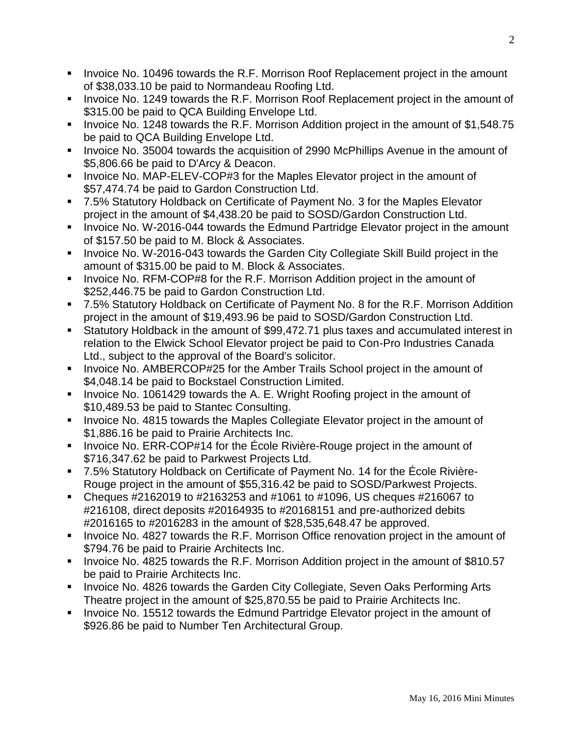- Invoice No. 10496 towards the R.F. Morrison Roof Replacement project in the amount of $38,033.10 be paid to Normandeau Roofing Ltd.
- Invoice No. 1249 towards the R.F. Morrison Roof Replacement project in the amount of $315.00 be paid to QCA Building Envelope Ltd.
- Invoice No. 1248 towards the R.F. Morrison Addition project in the amount of $1,548.75 be paid to QCA Building Envelope Ltd.
- Invoice No. 35004 towards the acquisition of 2990 McPhillips Avenue in the amount of $5,806.66 be paid to D'Arcy & Deacon.
- Invoice No. MAP-ELEV-COP#3 for the Maples Elevator project in the amount of $57,474.74 be paid to Gardon Construction Ltd.
- 7.5% Statutory Holdback on Certificate of Payment No. 3 for the Maples Elevator project in the amount of $4,438.20 be paid to SOSD/Gardon Construction Ltd.
- Invoice No. W-2016-044 towards the Edmund Partridge Elevator project in the amount of $157.50 be paid to M. Block & Associates.
- Invoice No. W-2016-043 towards the Garden City Collegiate Skill Build project in the amount of $315.00 be paid to M. Block & Associates.
- Invoice No. RFM-COP#8 for the R.F. Morrison Addition project in the amount of $252,446.75 be paid to Gardon Construction Ltd.
- 7.5% Statutory Holdback on Certificate of Payment No. 8 for the R.F. Morrison Addition project in the amount of $19,493.96 be paid to SOSD/Gardon Construction Ltd.
- Statutory Holdback in the amount of $99,472.71 plus taxes and accumulated interest in relation to the Elwick School Elevator project be paid to Con-Pro Industries Canada Ltd., subject to the approval of the Board's solicitor.
- Invoice No. AMBERCOP#25 for the Amber Trails School project in the amount of $4,048.14 be paid to Bockstael Construction Limited.
- Invoice No. 1061429 towards the A. E. Wright Roofing project in the amount of $10,489.53 be paid to Stantec Consulting.
- Invoice No. 4815 towards the Maples Collegiate Elevator project in the amount of $1,886.16 be paid to Prairie Architects Inc.
- Invoice No. ERR-COP#14 for the École Rivière-Rouge project in the amount of $716,347.62 be paid to Parkwest Projects Ltd.
- 7.5% Statutory Holdback on Certificate of Payment No. 14 for the École Rivière-Rouge project in the amount of $55,316.42 be paid to SOSD/Parkwest Projects.
- Cheques #2162019 to #2163253 and #1061 to #1096, US cheques #216067 to #216108, direct deposits #20164935 to #20168151 and pre-authorized debits #2016165 to #2016283 in the amount of $28,535,648.47 be approved.
- Invoice No. 4827 towards the R.F. Morrison Office renovation project in the amount of $794.76 be paid to Prairie Architects Inc.
- Invoice No. 4825 towards the R.F. Morrison Addition project in the amount of $810.57 be paid to Prairie Architects Inc.
- Invoice No. 4826 towards the Garden City Collegiate, Seven Oaks Performing Arts Theatre project in the amount of $25,870.55 be paid to Prairie Architects Inc.
- Invoice No. 15512 towards the Edmund Partridge Elevator project in the amount of $926.86 be paid to Number Ten Architectural Group.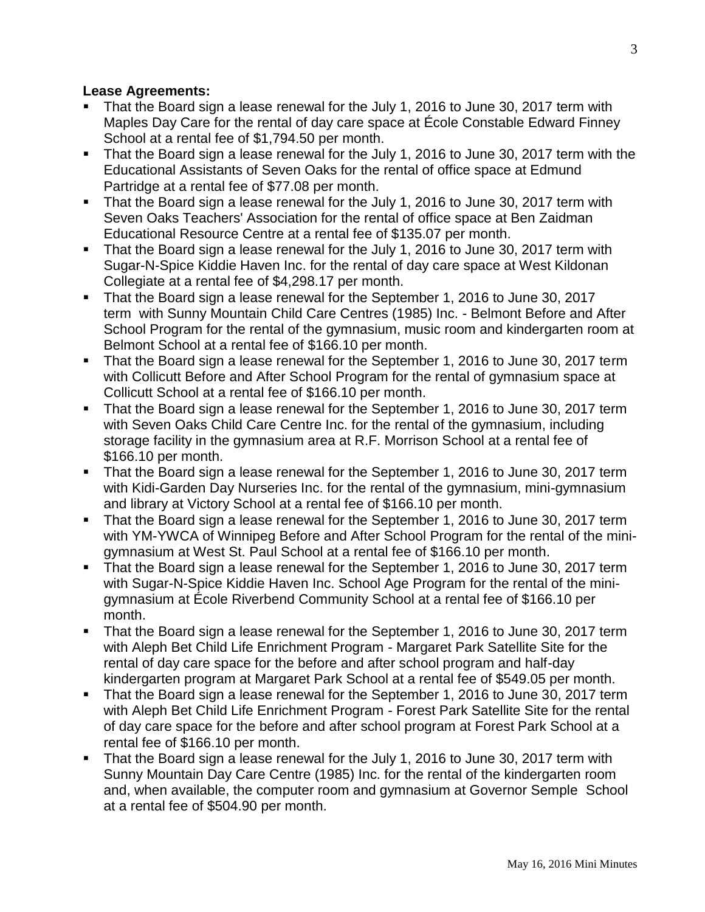**Lease Agreements:**

- That the Board sign a lease renewal for the July 1, 2016 to June 30, 2017 term with Maples Day Care for the rental of day care space at École Constable Edward Finney School at a rental fee of $1,794.50 per month.
- That the Board sign a lease renewal for the July 1, 2016 to June 30, 2017 term with the Educational Assistants of Seven Oaks for the rental of office space at Edmund Partridge at a rental fee of $77.08 per month.
- That the Board sign a lease renewal for the July 1, 2016 to June 30, 2017 term with Seven Oaks Teachers' Association for the rental of office space at Ben Zaidman Educational Resource Centre at a rental fee of $135.07 per month.
- That the Board sign a lease renewal for the July 1, 2016 to June 30, 2017 term with Sugar-N-Spice Kiddie Haven Inc. for the rental of day care space at West Kildonan Collegiate at a rental fee of $4,298.17 per month.
- That the Board sign a lease renewal for the September 1, 2016 to June 30, 2017 term with Sunny Mountain Child Care Centres (1985) Inc. - Belmont Before and After School Program for the rental of the gymnasium, music room and kindergarten room at Belmont School at a rental fee of $166.10 per month.
- That the Board sign a lease renewal for the September 1, 2016 to June 30, 2017 term with Collicutt Before and After School Program for the rental of gymnasium space at Collicutt School at a rental fee of $166.10 per month.
- That the Board sign a lease renewal for the September 1, 2016 to June 30, 2017 term with Seven Oaks Child Care Centre Inc. for the rental of the gymnasium, including storage facility in the gymnasium area at R.F. Morrison School at a rental fee of $166.10 per month.
- That the Board sign a lease renewal for the September 1, 2016 to June 30, 2017 term with Kidi-Garden Day Nurseries Inc. for the rental of the gymnasium, mini-gymnasium and library at Victory School at a rental fee of $166.10 per month.
- That the Board sign a lease renewal for the September 1, 2016 to June 30, 2017 term with YM-YWCA of Winnipeg Before and After School Program for the rental of the mini-gymnasium at West St. Paul School at a rental fee of $166.10 per month.
- That the Board sign a lease renewal for the September 1, 2016 to June 30, 2017 term with Sugar-N-Spice Kiddie Haven Inc. School Age Program for the rental of the mini-gymnasium at École Riverbend Community School at a rental fee of $166.10 per month.
- That the Board sign a lease renewal for the September 1, 2016 to June 30, 2017 term with Aleph Bet Child Life Enrichment Program - Margaret Park Satellite Site for the rental of day care space for the before and after school program and half-day kindergarten program at Margaret Park School at a rental fee of $549.05 per month.
- That the Board sign a lease renewal for the September 1, 2016 to June 30, 2017 term with Aleph Bet Child Life Enrichment Program - Forest Park Satellite Site for the rental of day care space for the before and after school program at Forest Park School at a rental fee of $166.10 per month.
- That the Board sign a lease renewal for the July 1, 2016 to June 30, 2017 term with Sunny Mountain Day Care Centre (1985) Inc. for the rental of the kindergarten room and, when available, the computer room and gymnasium at Governor Semple School at a rental fee of $504.90 per month.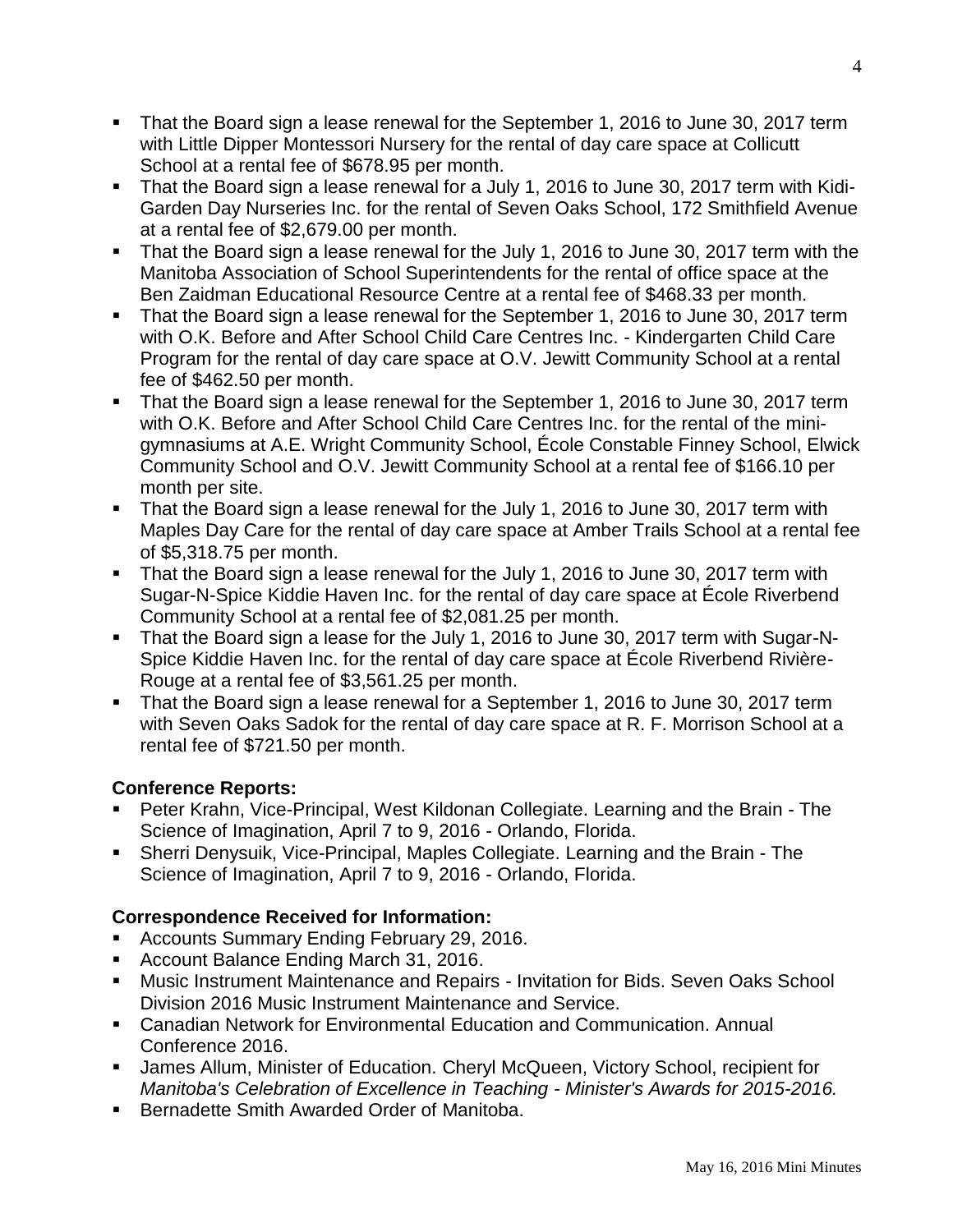- That the Board sign a lease renewal for the September 1, 2016 to June 30, 2017 term with Little Dipper Montessori Nursery for the rental of day care space at Collicutt School at a rental fee of $678.95 per month.
- That the Board sign a lease renewal for a July 1, 2016 to June 30, 2017 term with Kidi-Garden Day Nurseries Inc. for the rental of Seven Oaks School, 172 Smithfield Avenue at a rental fee of $2,679.00 per month.
- That the Board sign a lease renewal for the July 1, 2016 to June 30, 2017 term with the Manitoba Association of School Superintendents for the rental of office space at the Ben Zaidman Educational Resource Centre at a rental fee of $468.33 per month.
- That the Board sign a lease renewal for the September 1, 2016 to June 30, 2017 term with O.K. Before and After School Child Care Centres Inc. - Kindergarten Child Care Program for the rental of day care space at O.V. Jewitt Community School at a rental fee of $462.50 per month.
- That the Board sign a lease renewal for the September 1, 2016 to June 30, 2017 term with O.K. Before and After School Child Care Centres Inc. for the rental of the mini-gymnasiums at A.E. Wright Community School, École Constable Finney School, Elwick Community School and O.V. Jewitt Community School at a rental fee of $166.10 per month per site.
- That the Board sign a lease renewal for the July 1, 2016 to June 30, 2017 term with Maples Day Care for the rental of day care space at Amber Trails School at a rental fee of $5,318.75 per month.
- That the Board sign a lease renewal for the July 1, 2016 to June 30, 2017 term with Sugar-N-Spice Kiddie Haven Inc. for the rental of day care space at École Riverbend Community School at a rental fee of $2,081.25 per month.
- That the Board sign a lease for the July 1, 2016 to June 30, 2017 term with Sugar-N-Spice Kiddie Haven Inc. for the rental of day care space at École Riverbend Rivière-Rouge at a rental fee of $3,561.25 per month.
- That the Board sign a lease renewal for a September 1, 2016 to June 30, 2017 term with Seven Oaks Sadok for the rental of day care space at R. F. Morrison School at a rental fee of $721.50 per month.

**Conference Reports:**

- Peter Krahn, Vice-Principal, West Kildonan Collegiate. Learning and the Brain - The Science of Imagination, April 7 to 9, 2016 - Orlando, Florida.
- Sherri Denysuik, Vice-Principal, Maples Collegiate. Learning and the Brain - The Science of Imagination, April 7 to 9, 2016 - Orlando, Florida.

**Correspondence Received for Information:**

- Accounts Summary Ending February 29, 2016.
- Account Balance Ending March 31, 2016.
- Music Instrument Maintenance and Repairs - Invitation for Bids. Seven Oaks School Division 2016 Music Instrument Maintenance and Service.
- Canadian Network for Environmental Education and Communication. Annual Conference 2016.
- James Allum, Minister of Education. Cheryl McQueen, Victory School, recipient for *Manitoba's Celebration of Excellence in Teaching - Minister's Awards for 2015-2016.*
- Bernadette Smith Awarded Order of Manitoba.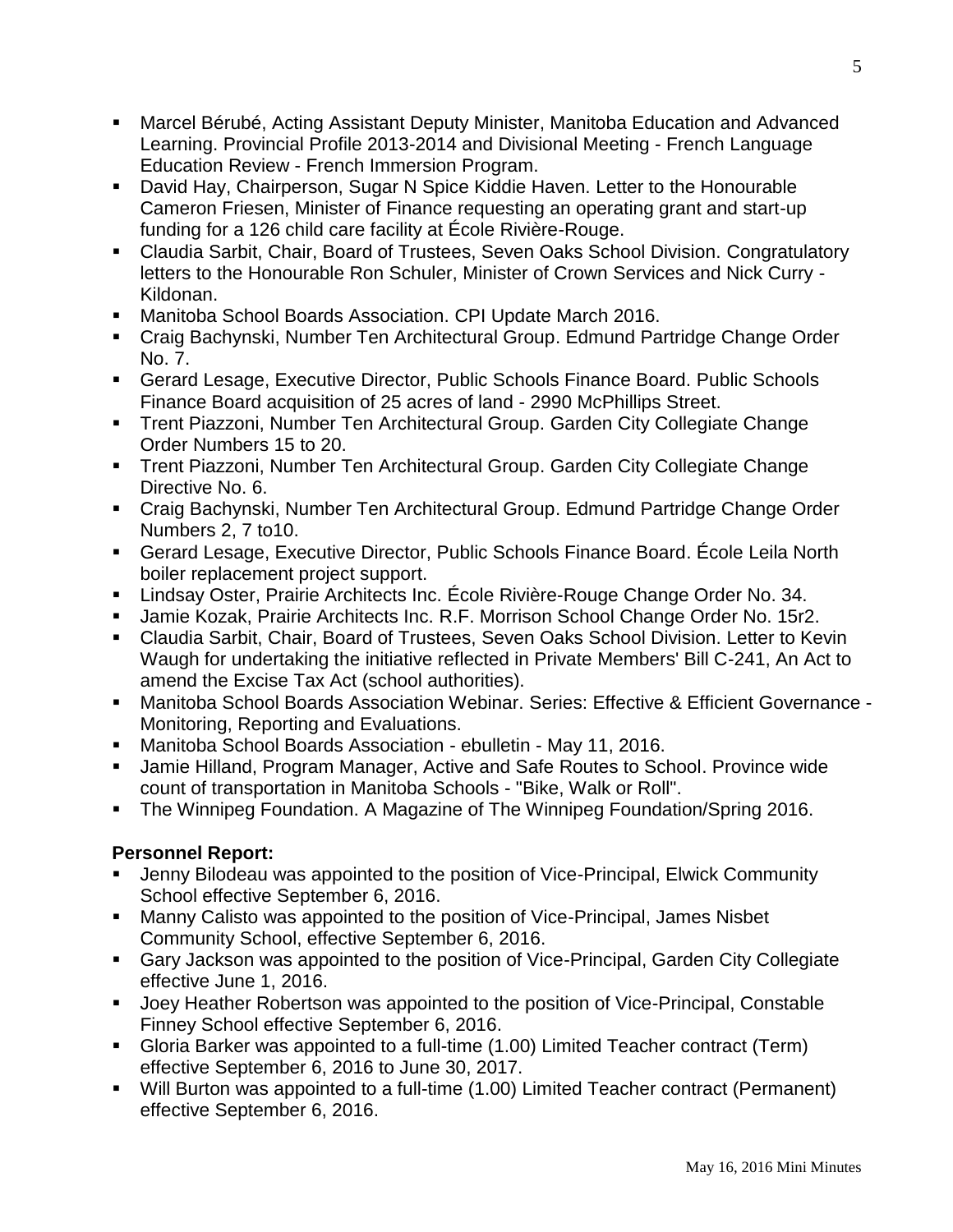- Marcel Bérubé, Acting Assistant Deputy Minister, Manitoba Education and Advanced Learning. Provincial Profile 2013-2014 and Divisional Meeting - French Language Education Review - French Immersion Program.
- David Hay, Chairperson, Sugar N Spice Kiddie Haven. Letter to the Honourable Cameron Friesen, Minister of Finance requesting an operating grant and start-up funding for a 126 child care facility at École Rivière-Rouge.
- Claudia Sarbit, Chair, Board of Trustees, Seven Oaks School Division. Congratulatory letters to the Honourable Ron Schuler, Minister of Crown Services and Nick Curry - Kildonan.
- Manitoba School Boards Association. CPI Update March 2016.
- Craig Bachynski, Number Ten Architectural Group. Edmund Partridge Change Order No. 7.
- Gerard Lesage, Executive Director, Public Schools Finance Board. Public Schools Finance Board acquisition of 25 acres of land - 2990 McPhillips Street.
- Trent Piazzoni, Number Ten Architectural Group. Garden City Collegiate Change Order Numbers 15 to 20.
- Trent Piazzoni, Number Ten Architectural Group. Garden City Collegiate Change Directive No. 6.
- Craig Bachynski, Number Ten Architectural Group. Edmund Partridge Change Order Numbers 2, 7 to10.
- Gerard Lesage, Executive Director, Public Schools Finance Board. École Leila North boiler replacement project support.
- Lindsay Oster, Prairie Architects Inc. École Rivière-Rouge Change Order No. 34.
- Jamie Kozak, Prairie Architects Inc. R.F. Morrison School Change Order No. 15r2.
- Claudia Sarbit, Chair, Board of Trustees, Seven Oaks School Division. Letter to Kevin Waugh for undertaking the initiative reflected in Private Members' Bill C-241, An Act to amend the Excise Tax Act (school authorities).
- Manitoba School Boards Association Webinar. Series: Effective & Efficient Governance - Monitoring, Reporting and Evaluations.
- Manitoba School Boards Association - ebulletin - May 11, 2016.
- Jamie Hilland, Program Manager, Active and Safe Routes to School. Province wide count of transportation in Manitoba Schools - "Bike, Walk or Roll".
- The Winnipeg Foundation. A Magazine of The Winnipeg Foundation/Spring 2016.

**Personnel Report:**

- Jenny Bilodeau was appointed to the position of Vice-Principal, Elwick Community School effective September 6, 2016.
- Manny Calisto was appointed to the position of Vice-Principal, James Nisbet Community School, effective September 6, 2016.
- Gary Jackson was appointed to the position of Vice-Principal, Garden City Collegiate effective June 1, 2016.
- Joey Heather Robertson was appointed to the position of Vice-Principal, Constable Finney School effective September 6, 2016.
- Gloria Barker was appointed to a full-time (1.00) Limited Teacher contract (Term) effective September 6, 2016 to June 30, 2017.
- Will Burton was appointed to a full-time (1.00) Limited Teacher contract (Permanent) effective September 6, 2016.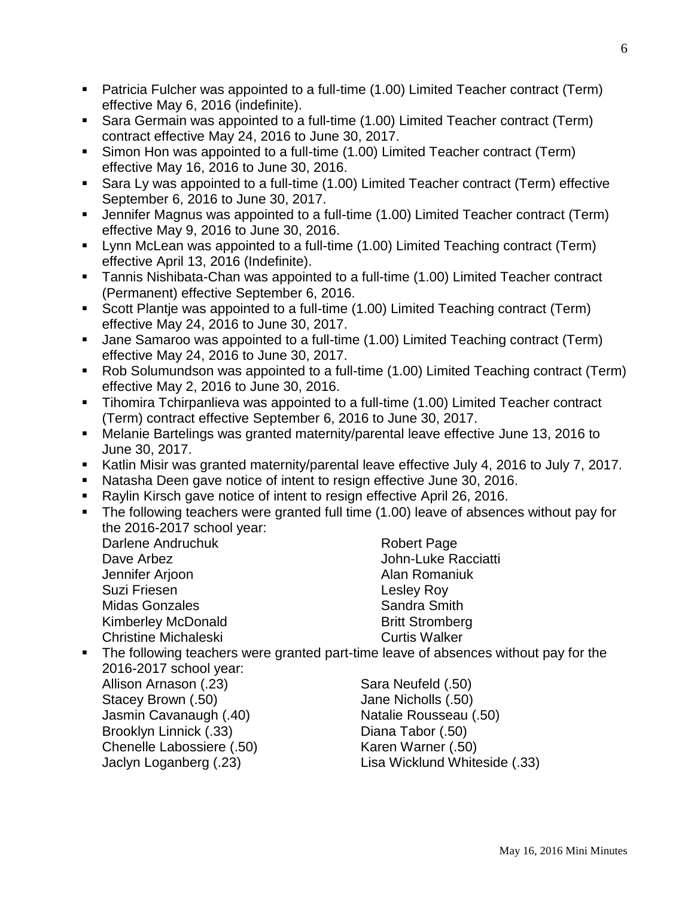- Patricia Fulcher was appointed to a full-time (1.00) Limited Teacher contract (Term) effective May 6, 2016 (indefinite).
- Sara Germain was appointed to a full-time (1.00) Limited Teacher contract (Term) contract effective May 24, 2016 to June 30, 2017.
- Simon Hon was appointed to a full-time (1.00) Limited Teacher contract (Term) effective May 16, 2016 to June 30, 2016.
- Sara Ly was appointed to a full-time (1.00) Limited Teacher contract (Term) effective September 6, 2016 to June 30, 2017.
- Jennifer Magnus was appointed to a full-time (1.00) Limited Teacher contract (Term) effective May 9, 2016 to June 30, 2016.
- Lynn McLean was appointed to a full-time (1.00) Limited Teaching contract (Term) effective April 13, 2016 (Indefinite).
- Tannis Nishibata-Chan was appointed to a full-time (1.00) Limited Teacher contract (Permanent) effective September 6, 2016.
- Scott Plantje was appointed to a full-time (1.00) Limited Teaching contract (Term) effective May 24, 2016 to June 30, 2017.
- Jane Samaroo was appointed to a full-time (1.00) Limited Teaching contract (Term) effective May 24, 2016 to June 30, 2017.
- Rob Solumundson was appointed to a full-time (1.00) Limited Teaching contract (Term) effective May 2, 2016 to June 30, 2016.
- Tihomira Tchirpanlieva was appointed to a full-time (1.00) Limited Teacher contract (Term) contract effective September 6, 2016 to June 30, 2017.
- Melanie Bartelings was granted maternity/parental leave effective June 13, 2016 to June 30, 2017.
- Katlin Misir was granted maternity/parental leave effective July 4, 2016 to July 7, 2017.
- Natasha Deen gave notice of intent to resign effective June 30, 2016.
- Raylin Kirsch gave notice of intent to resign effective April 26, 2016.
- The following teachers were granted full time (1.00) leave of absences without pay for the 2016-2017 school year:

  Darlene Andruchuk
  Dave Arbez
  Jennifer Arjoon
  Suzi Friesen
  Midas Gonzales
  Kimberley McDonald
  Christine Michaleski
  Robert Page
  John-Luke Racciatti
  Alan Romaniuk
  Lesley Roy
  Sandra Smith
  Britt Stromberg
  Curtis Walker

- The following teachers were granted part-time leave of absences without pay for the 2016-2017 school year:

  Allison Arnason (.23)
  Stacey Brown (.50)
  Jasmin Cavanaugh (.40)
  Brooklyn Linnick (.33)
  Chenelle Labossiere (.50)
  Jaclyn Loganberg (.23)
  Sara Neufeld (.50)
  Jane Nicholls (.50)
  Natalie Rousseau (.50)
  Diana Tabor (.50)
  Karen Warner (.50)
  Lisa Wicklund Whiteside (.33)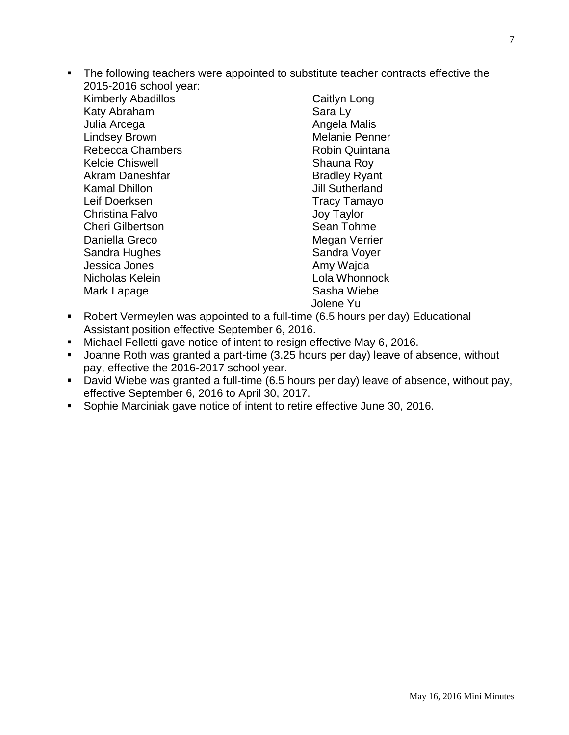- The following teachers were appointed to substitute teacher contracts effective the 2015-2016 school year:

  Kimberly Abadillos
  Katy Abraham
  Julia Arcega
  Lindsey Brown
  Rebecca Chambers
  Kelcie Chiswell
  Akram Daneshfar
  Kamal Dhillon
  Leif Doerksen
  Christina Falvo
  Cheri Gilbertson
  Daniella Greco
  Sandra Hughes
  Jessica Jones
  Nicholas Kelein
  Mark Lapage
  Caitlyn Long
  Sara Ly
  Angela Malis
  Melanie Penner
  Robin Quintana
  Shauna Roy
  Bradley Ryant
  Jill Sutherland
  Tracy Tamayo
  Joy Taylor
  Sean Tohme
  Megan Verrier
  Sandra Voyer
  Amy Wajda
  Lola Whonnock
  Sasha Wiebe
  Jolene Yu

- Robert Vermeylen was appointed to a full-time (6.5 hours per day) Educational Assistant position effective September 6, 2016.
- Michael Felletti gave notice of intent to resign effective May 6, 2016.
- Joanne Roth was granted a part-time (3.25 hours per day) leave of absence, without pay, effective the 2016-2017 school year.
- David Wiebe was granted a full-time (6.5 hours per day) leave of absence, without pay, effective September 6, 2016 to April 30, 2017.
- Sophie Marciniak gave notice of intent to retire effective June 30, 2016.